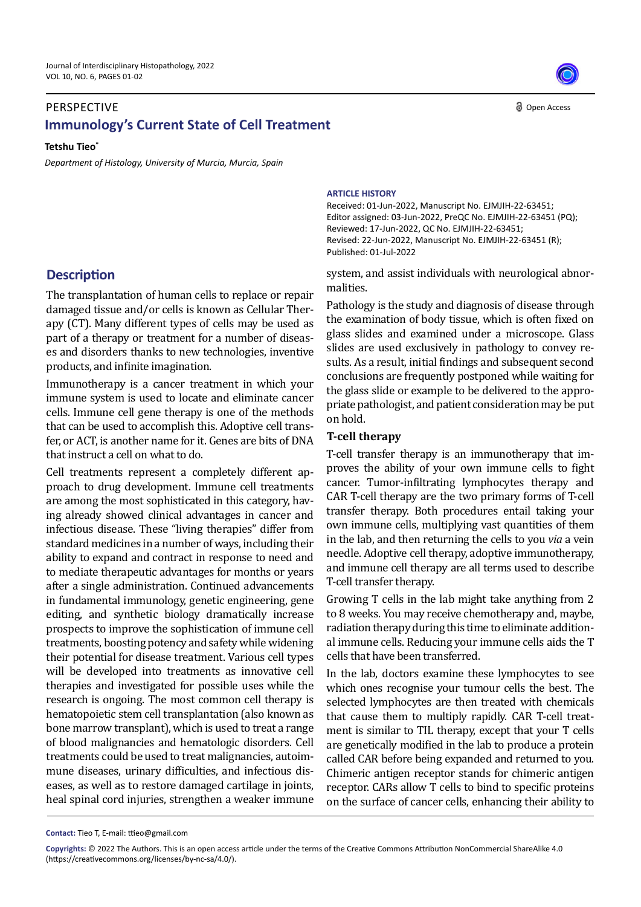PERSPECTIVE

# Immunology's Current State of Cell Treatment

**Tetshu Tieo***

*Department of Histology, University of Murcia, Murcia, Spain*

**ARTICLE HISTORY**

Received: 01-Jun-2022, Manuscript No. EJMJIH-22-63451;
Editor assigned: 03-Jun-2022, PreQC No. EJMJIH-22-63451 (PQ);
Reviewed: 17-Jun-2022, QC No. EJMJIH-22-63451;
Revised: 22-Jun-2022, Manuscript No. EJMJIH-22-63451 (R);
Published: 01-Jul-2022

## Description

The transplantation of human cells to replace or repair damaged tissue and/or cells is known as Cellular Therapy (CT). Many different types of cells may be used as part of a therapy or treatment for a number of diseases and disorders thanks to new technologies, inventive products, and infinite imagination.

Immunotherapy is a cancer treatment in which your immune system is used to locate and eliminate cancer cells. Immune cell gene therapy is one of the methods that can be used to accomplish this. Adoptive cell transfer, or ACT, is another name for it. Genes are bits of DNA that instruct a cell on what to do.

Cell treatments represent a completely different approach to drug development. Immune cell treatments are among the most sophisticated in this category, having already showed clinical advantages in cancer and infectious disease. These "living therapies" differ from standard medicines in a number of ways, including their ability to expand and contract in response to need and to mediate therapeutic advantages for months or years after a single administration. Continued advancements in fundamental immunology, genetic engineering, gene editing, and synthetic biology dramatically increase prospects to improve the sophistication of immune cell treatments, boosting potency and safety while widening their potential for disease treatment. Various cell types will be developed into treatments as innovative cell therapies and investigated for possible uses while the research is ongoing. The most common cell therapy is hematopoietic stem cell transplantation (also known as bone marrow transplant), which is used to treat a range of blood malignancies and hematologic disorders. Cell treatments could be used to treat malignancies, autoimmune diseases, urinary difficulties, and infectious diseases, as well as to restore damaged cartilage in joints, heal spinal cord injuries, strengthen a weaker immune system, and assist individuals with neurological abnormalities.

Pathology is the study and diagnosis of disease through the examination of body tissue, which is often fixed on glass slides and examined under a microscope. Glass slides are used exclusively in pathology to convey results. As a result, initial findings and subsequent second conclusions are frequently postponed while waiting for the glass slide or example to be delivered to the appropriate pathologist, and patient consideration may be put on hold.

### T-cell therapy

T-cell transfer therapy is an immunotherapy that improves the ability of your own immune cells to fight cancer. Tumor-infiltrating lymphocytes therapy and CAR T-cell therapy are the two primary forms of T-cell transfer therapy. Both procedures entail taking your own immune cells, multiplying vast quantities of them in the lab, and then returning the cells to you *via* a vein needle. Adoptive cell therapy, adoptive immunotherapy, and immune cell therapy are all terms used to describe T-cell transfer therapy.

Growing T cells in the lab might take anything from 2 to 8 weeks. You may receive chemotherapy and, maybe, radiation therapy during this time to eliminate additional immune cells. Reducing your immune cells aids the T cells that have been transferred.

In the lab, doctors examine these lymphocytes to see which ones recognise your tumour cells the best. The selected lymphocytes are then treated with chemicals that cause them to multiply rapidly. CAR T-cell treatment is similar to TIL therapy, except that your T cells are genetically modified in the lab to produce a protein called CAR before being expanded and returned to you. Chimeric antigen receptor stands for chimeric antigen receptor. CARs allow T cells to bind to specific proteins on the surface of cancer cells, enhancing their ability to

**Contact:** Tieo T, E-mail: ttieo@gmail.com

**Copyrights:** © 2022 The Authors. This is an open access article under the terms of the Creative Commons Attribution NonCommercial ShareAlike 4.0 (https://creativecommons.org/licenses/by-nc-sa/4.0/).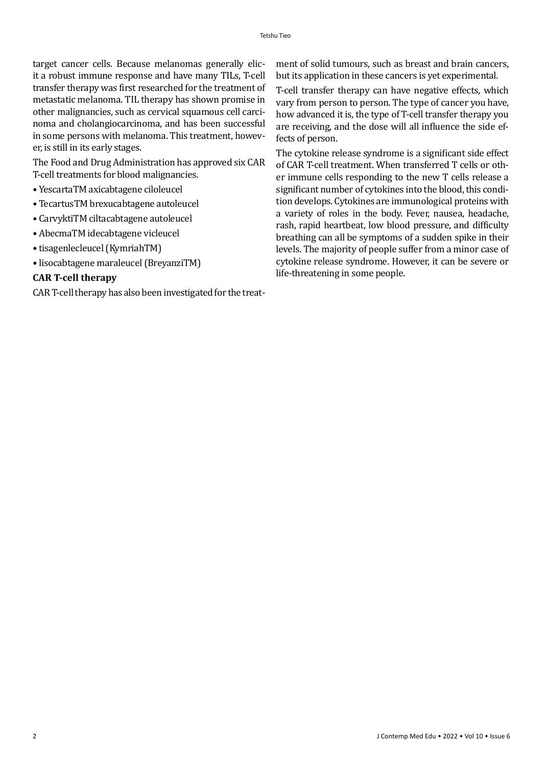target cancer cells. Because melanomas generally elicit a robust immune response and have many TILs, T-cell transfer therapy was first researched for the treatment of metastatic melanoma. TIL therapy has shown promise in other malignancies, such as cervical squamous cell carcinoma and cholangiocarcinoma, and has been successful in some persons with melanoma. This treatment, however, is still in its early stages.

The Food and Drug Administration has approved six CAR T-cell treatments for blood malignancies.

- YescartaTM axicabtagene ciloleucel
- TecartusTM brexucabtagene autoleucel
- CarvyktiTM ciltacabtagene autoleucel
- AbecmaTM idecabtagene vicleucel
- tisagenlecleucel (KymriahTM)
- lisocabtagene maraleucel (BreyanziTM)

**CAR T-cell therapy**

CAR T-cell therapy has also been investigated for the treatment of solid tumours, such as breast and brain cancers, but its application in these cancers is yet experimental.

T-cell transfer therapy can have negative effects, which vary from person to person. The type of cancer you have, how advanced it is, the type of T-cell transfer therapy you are receiving, and the dose will all influence the side effects of person.

The cytokine release syndrome is a significant side effect of CAR T-cell treatment. When transferred T cells or other immune cells responding to the new T cells release a significant number of cytokines into the blood, this condition develops. Cytokines are immunological proteins with a variety of roles in the body. Fever, nausea, headache, rash, rapid heartbeat, low blood pressure, and difficulty breathing can all be symptoms of a sudden spike in their levels. The majority of people suffer from a minor case of cytokine release syndrome. However, it can be severe or life-threatening in some people.